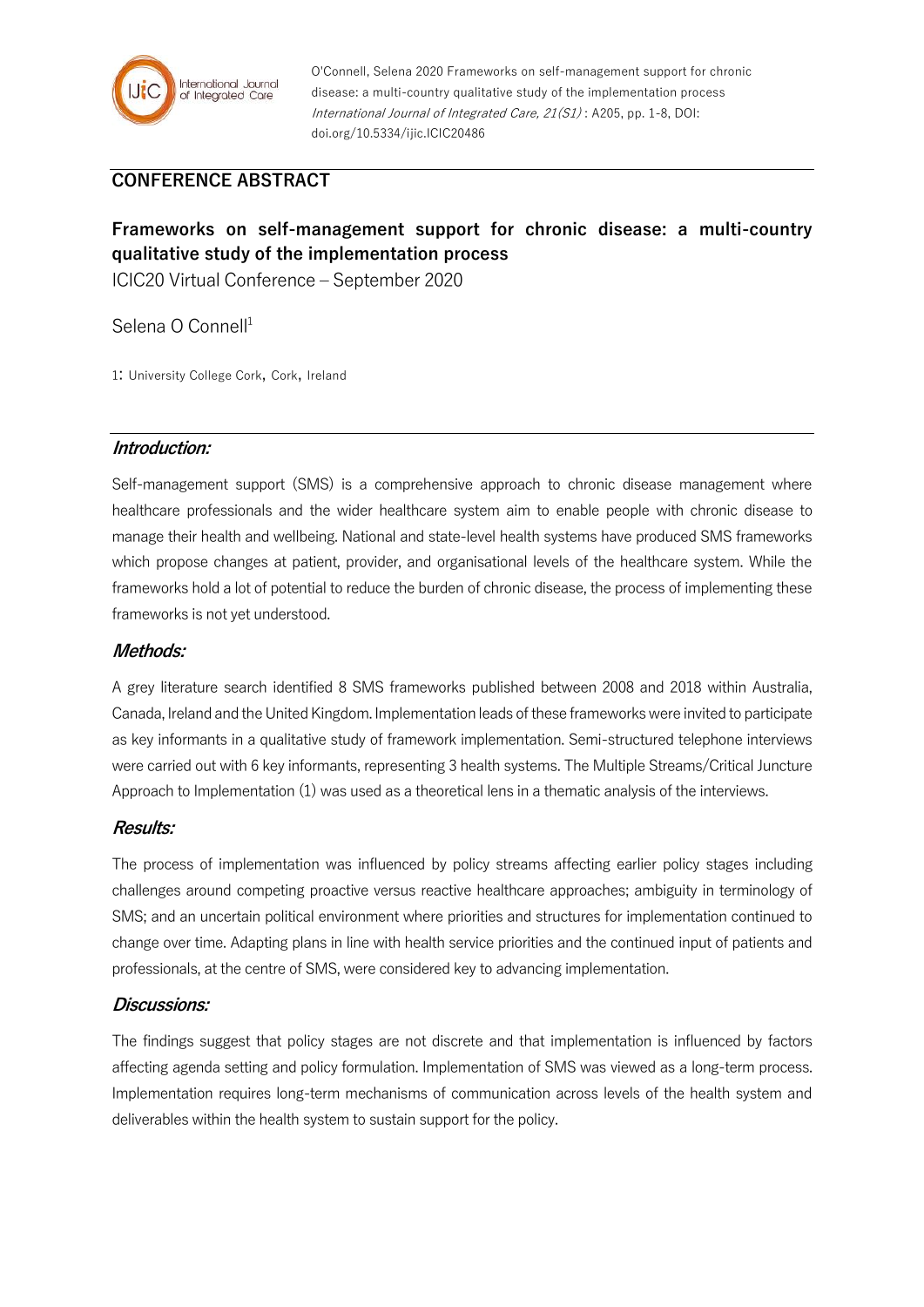O'Connell, Selena 2020 Frameworks on self-management support for chronic disease: a multi-country qualitative study of the implementation process *International Journal of Integrated Care, 21(S1)* : A205, pp. 1-8, DOI: doi.org/10.5334/ijic.ICIC20486

## CONFERENCE ABSTRACT

# Frameworks on self-management support for chronic disease: a multi-country qualitative study of the implementation process

ICIC20 Virtual Conference – September 2020

Selena O Connell[1]

1: University College Cork, Cork, Ireland

### *Introduction:*

Self-management support (SMS) is a comprehensive approach to chronic disease management where healthcare professionals and the wider healthcare system aim to enable people with chronic disease to manage their health and wellbeing. National and state-level health systems have produced SMS frameworks which propose changes at patient, provider, and organisational levels of the healthcare system. While the frameworks hold a lot of potential to reduce the burden of chronic disease, the process of implementing these frameworks is not yet understood.

### *Methods:*

A grey literature search identified 8 SMS frameworks published between 2008 and 2018 within Australia, Canada, Ireland and the United Kingdom. Implementation leads of these frameworks were invited to participate as key informants in a qualitative study of framework implementation. Semi-structured telephone interviews were carried out with 6 key informants, representing 3 health systems. The Multiple Streams/Critical Juncture Approach to Implementation (1) was used as a theoretical lens in a thematic analysis of the interviews.

### *Results:*

The process of implementation was influenced by policy streams affecting earlier policy stages including challenges around competing proactive versus reactive healthcare approaches; ambiguity in terminology of SMS; and an uncertain political environment where priorities and structures for implementation continued to change over time. Adapting plans in line with health service priorities and the continued input of patients and professionals, at the centre of SMS, were considered key to advancing implementation.

### *Discussions:*

The findings suggest that policy stages are not discrete and that implementation is influenced by factors affecting agenda setting and policy formulation. Implementation of SMS was viewed as a long-term process. Implementation requires long-term mechanisms of communication across levels of the health system and deliverables within the health system to sustain support for the policy.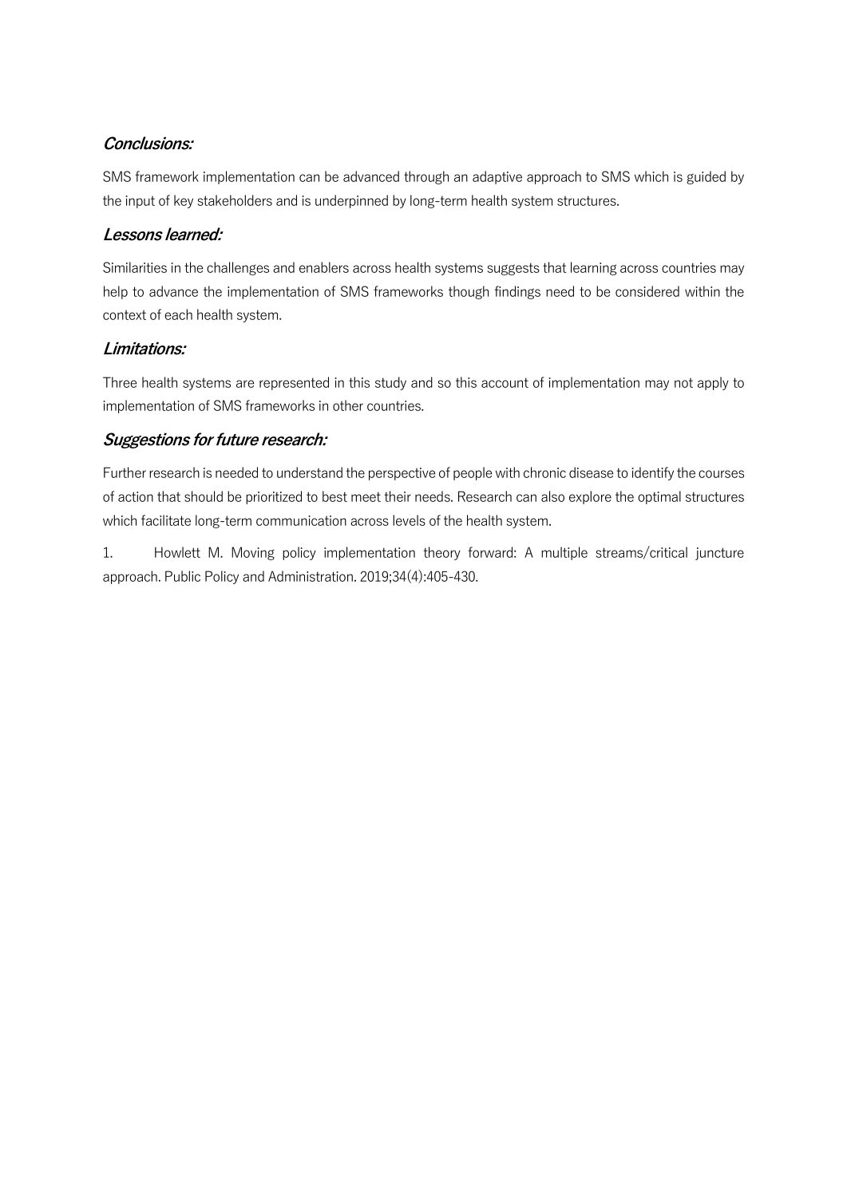### *Conclusions:*

SMS framework implementation can be advanced through an adaptive approach to SMS which is guided by the input of key stakeholders and is underpinned by long-term health system structures.

### *Lessons learned:*

Similarities in the challenges and enablers across health systems suggests that learning across countries may help to advance the implementation of SMS frameworks though findings need to be considered within the context of each health system.

### *Limitations:*

Three health systems are represented in this study and so this account of implementation may not apply to implementation of SMS frameworks in other countries.

### *Suggestions for future research:*

Further research is needed to understand the perspective of people with chronic disease to identify the courses of action that should be prioritized to best meet their needs. Research can also explore the optimal structures which facilitate long-term communication across levels of the health system.

1. Howlett M. Moving policy implementation theory forward: A multiple streams/critical juncture approach. Public Policy and Administration. 2019;34(4):405-430.